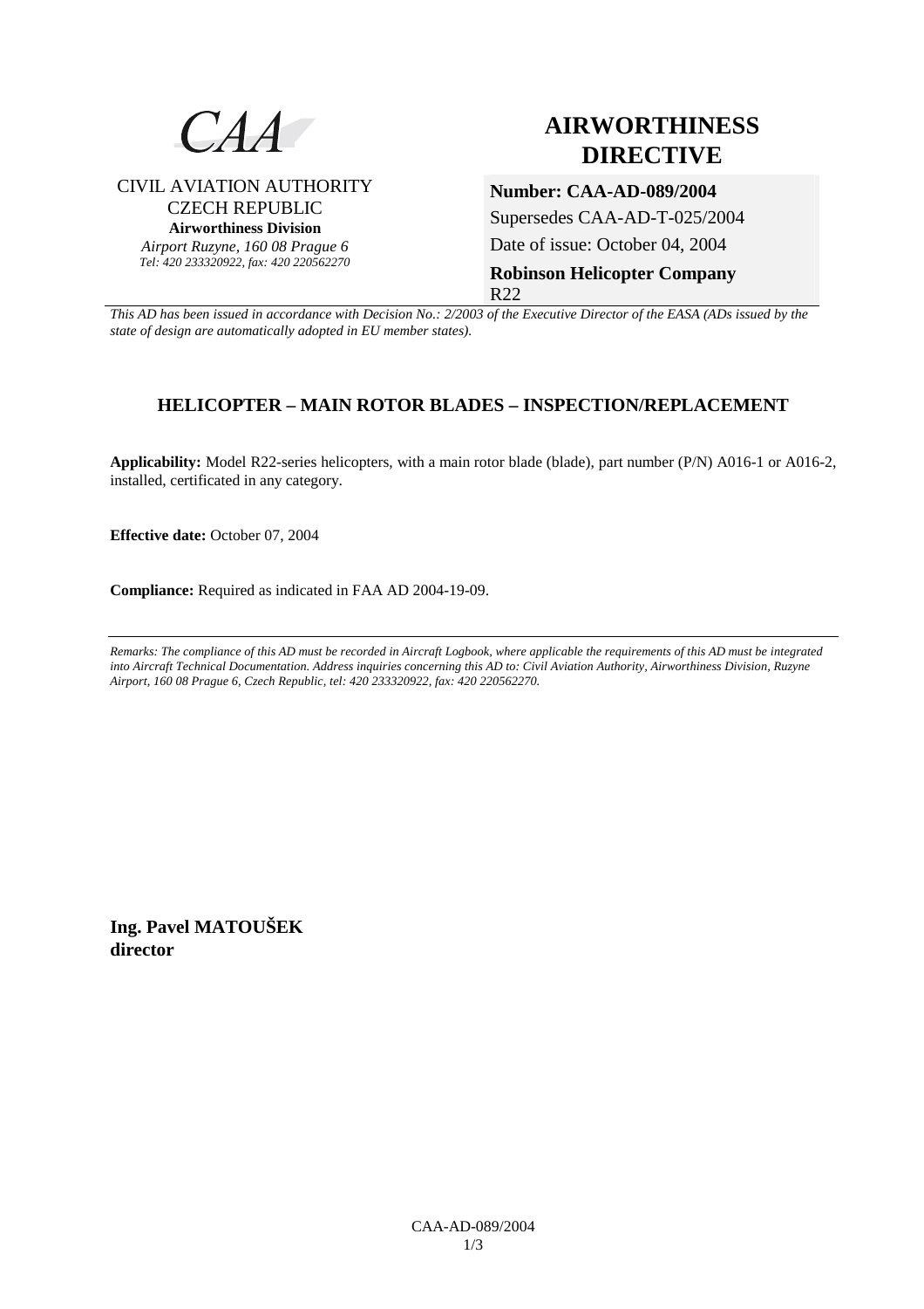CAA

CIVIL AVIATION AUTHORITY
CZECH REPUBLIC
**Airworthiness Division**
*Airport Ruzyne, 160 08 Prague 6*
*Tel: 420 233320922, fax: 420 220562270*

# AIRWORTHINESS DIRECTIVE

**Number: CAA-AD-089/2004**
Supersedes CAA-AD-T-025/2004
Date of issue: October 04, 2004
**Robinson Helicopter Company**
R22

*This AD has been issued in accordance with Decision No.: 2/2003 of the Executive Director of the EASA (ADs issued by the state of design are automatically adopted in EU member states).*

## HELICOPTER – MAIN ROTOR BLADES – INSPECTION/REPLACEMENT

**Applicability:** Model R22-series helicopters, with a main rotor blade (blade), part number (P/N) A016-1 or A016-2, installed, certificated in any category.

**Effective date:** October 07, 2004

**Compliance:** Required as indicated in FAA AD 2004-19-09.

---

*Remarks: The compliance of this AD must be recorded in Aircraft Logbook, where applicable the requirements of this AD must be integrated into Aircraft Technical Documentation. Address inquiries concerning this AD to: Civil Aviation Authority, Airworthiness Division, Ruzyne Airport, 160 08 Prague 6, Czech Republic, tel: 420 233320922, fax: 420 220562270.*

**Ing. Pavel MATOUŠEK**
**director**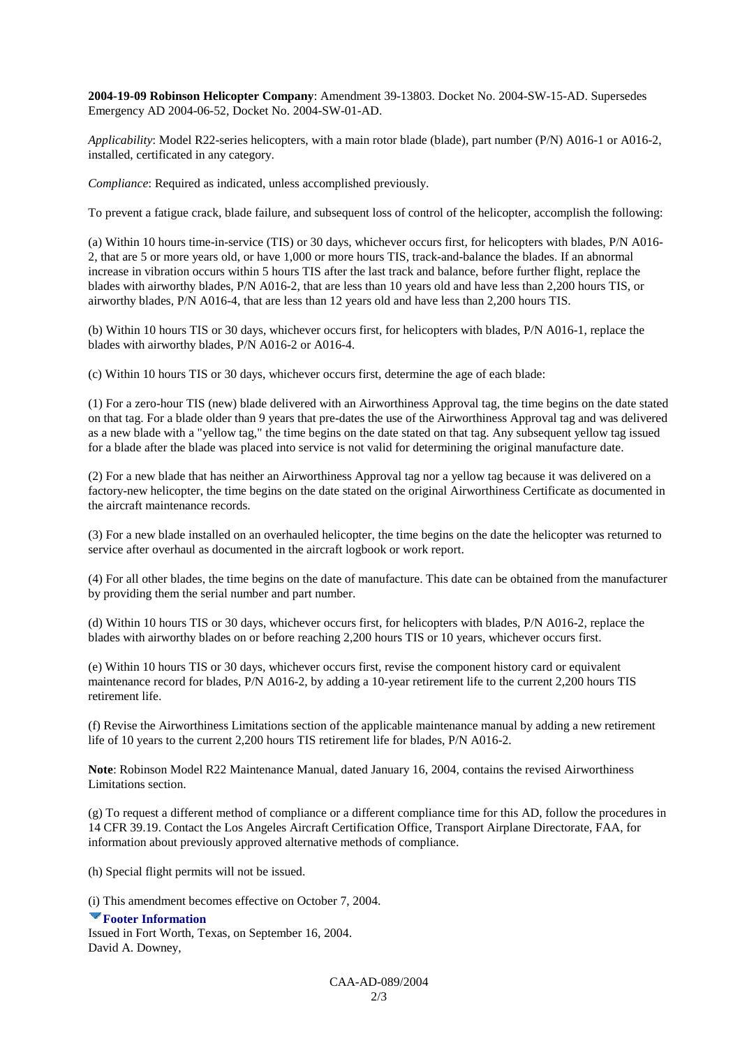**2004-19-09 Robinson Helicopter Company**: Amendment 39-13803. Docket No. 2004-SW-15-AD. Supersedes Emergency AD 2004-06-52, Docket No. 2004-SW-01-AD.

*Applicability*: Model R22-series helicopters, with a main rotor blade (blade), part number (P/N) A016-1 or A016-2, installed, certificated in any category.

*Compliance*: Required as indicated, unless accomplished previously.

To prevent a fatigue crack, blade failure, and subsequent loss of control of the helicopter, accomplish the following:

(a) Within 10 hours time-in-service (TIS) or 30 days, whichever occurs first, for helicopters with blades, P/N A016-2, that are 5 or more years old, or have 1,000 or more hours TIS, track-and-balance the blades. If an abnormal increase in vibration occurs within 5 hours TIS after the last track and balance, before further flight, replace the blades with airworthy blades, P/N A016-2, that are less than 10 years old and have less than 2,200 hours TIS, or airworthy blades, P/N A016-4, that are less than 12 years old and have less than 2,200 hours TIS.

(b) Within 10 hours TIS or 30 days, whichever occurs first, for helicopters with blades, P/N A016-1, replace the blades with airworthy blades, P/N A016-2 or A016-4.

(c) Within 10 hours TIS or 30 days, whichever occurs first, determine the age of each blade:

(1) For a zero-hour TIS (new) blade delivered with an Airworthiness Approval tag, the time begins on the date stated on that tag. For a blade older than 9 years that pre-dates the use of the Airworthiness Approval tag and was delivered as a new blade with a "yellow tag," the time begins on the date stated on that tag. Any subsequent yellow tag issued for a blade after the blade was placed into service is not valid for determining the original manufacture date.

(2) For a new blade that has neither an Airworthiness Approval tag nor a yellow tag because it was delivered on a factory-new helicopter, the time begins on the date stated on the original Airworthiness Certificate as documented in the aircraft maintenance records.

(3) For a new blade installed on an overhauled helicopter, the time begins on the date the helicopter was returned to service after overhaul as documented in the aircraft logbook or work report.

(4) For all other blades, the time begins on the date of manufacture. This date can be obtained from the manufacturer by providing them the serial number and part number.

(d) Within 10 hours TIS or 30 days, whichever occurs first, for helicopters with blades, P/N A016-2, replace the blades with airworthy blades on or before reaching 2,200 hours TIS or 10 years, whichever occurs first.

(e) Within 10 hours TIS or 30 days, whichever occurs first, revise the component history card or equivalent maintenance record for blades, P/N A016-2, by adding a 10-year retirement life to the current 2,200 hours TIS retirement life.

(f) Revise the Airworthiness Limitations section of the applicable maintenance manual by adding a new retirement life of 10 years to the current 2,200 hours TIS retirement life for blades, P/N A016-2.

**Note**: Robinson Model R22 Maintenance Manual, dated January 16, 2004, contains the revised Airworthiness Limitations section.

(g) To request a different method of compliance or a different compliance time for this AD, follow the procedures in 14 CFR 39.19. Contact the Los Angeles Aircraft Certification Office, Transport Airplane Directorate, FAA, for information about previously approved alternative methods of compliance.

(h) Special flight permits will not be issued.

(i) This amendment becomes effective on October 7, 2004.

**Footer Information**

Issued in Fort Worth, Texas, on September 16, 2004.
David A. Downey,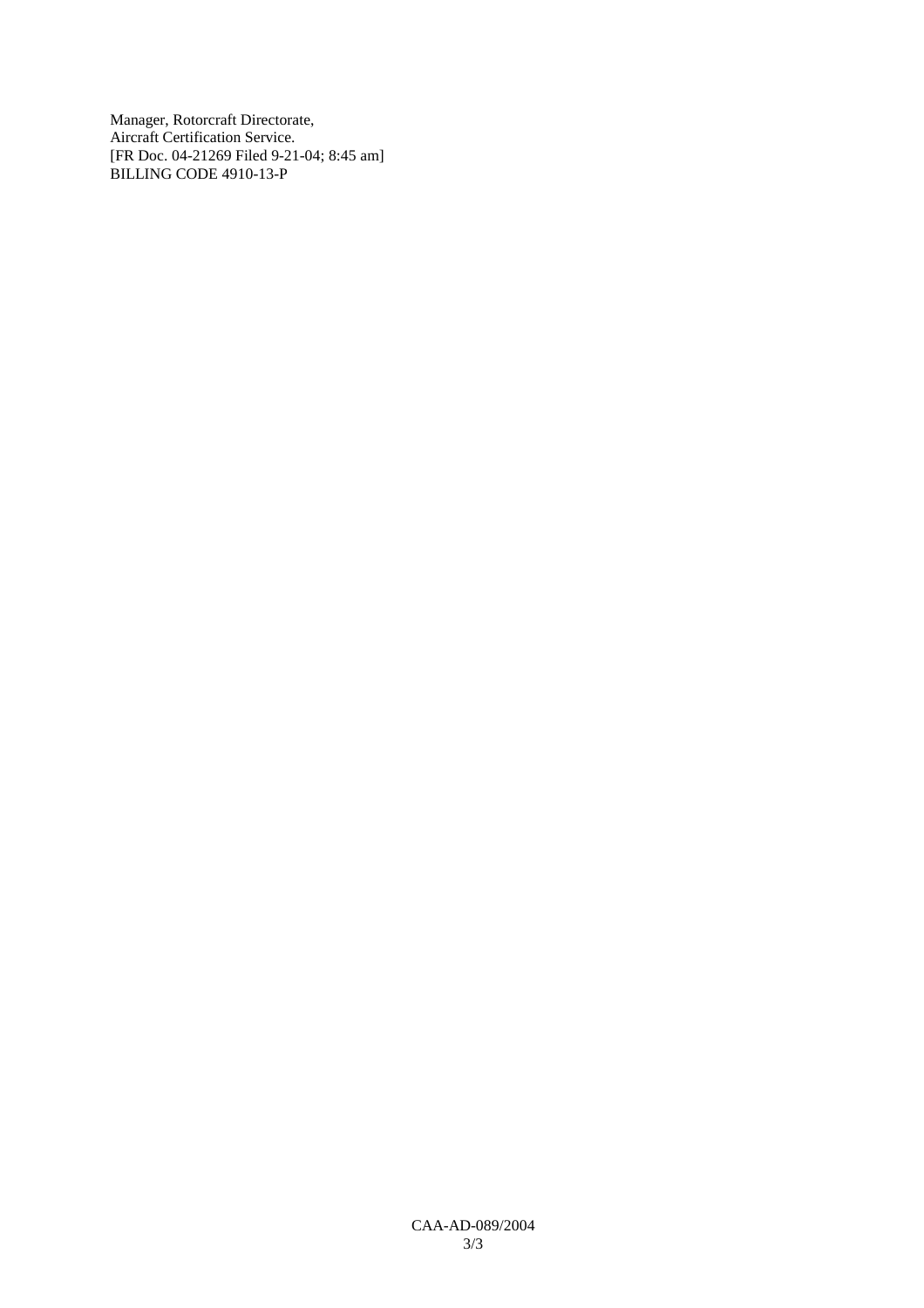Manager, Rotorcraft Directorate,
Aircraft Certification Service.
[FR Doc. 04-21269 Filed 9-21-04; 8:45 am]
BILLING CODE 4910-13-P